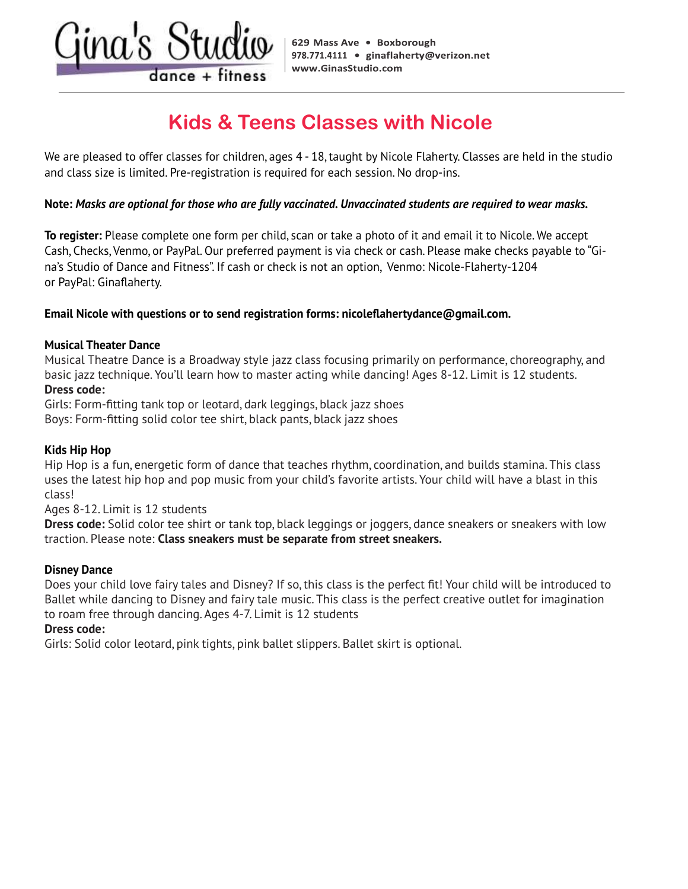Gina's Studio
dance + fitness

629 Mass Ave • Boxborough
978.771.4111 • ginaflaherty@verizon.net
www.GinasStudio.com

# Kids & Teens Classes with Nicole

We are pleased to offer classes for children, ages 4 - 18, taught by Nicole Flaherty. Classes are held in the studio and class size is limited. Pre-registration is required for each session. No drop-ins.

**Note:** ***Masks are optional for those who are fully vaccinated. Unvaccinated students are required to wear masks.***

**To register:** Please complete one form per child, scan or take a photo of it and email it to Nicole. We accept Cash, Checks, Venmo, or PayPal. Our preferred payment is via check or cash. Please make checks payable to "Gina's Studio of Dance and Fitness". If cash or check is not an option, Venmo: Nicole-Flaherty-1204 or PayPal: Ginaflaherty.

**Email Nicole with questions or to send registration forms: nicoleflahertydance@gmail.com.**

**Musical Theater Dance**
Musical Theatre Dance is a Broadway style jazz class focusing primarily on performance, choreography, and basic jazz technique. You'll learn how to master acting while dancing! Ages 8-12. Limit is 12 students.
**Dress code:**
Girls: Form-fitting tank top or leotard, dark leggings, black jazz shoes
Boys: Form-fitting solid color tee shirt, black pants, black jazz shoes

**Kids Hip Hop**
Hip Hop is a fun, energetic form of dance that teaches rhythm, coordination, and builds stamina. This class uses the latest hip hop and pop music from your child's favorite artists. Your child will have a blast in this class!
Ages 8-12. Limit is 12 students
**Dress code:** Solid color tee shirt or tank top, black leggings or joggers, dance sneakers or sneakers with low traction. Please note: **Class sneakers must be separate from street sneakers.**

**Disney Dance**
Does your child love fairy tales and Disney? If so, this class is the perfect fit! Your child will be introduced to Ballet while dancing to Disney and fairy tale music. This class is the perfect creative outlet for imagination to roam free through dancing. Ages 4-7. Limit is 12 students
**Dress code:**
Girls: Solid color leotard, pink tights, pink ballet slippers. Ballet skirt is optional.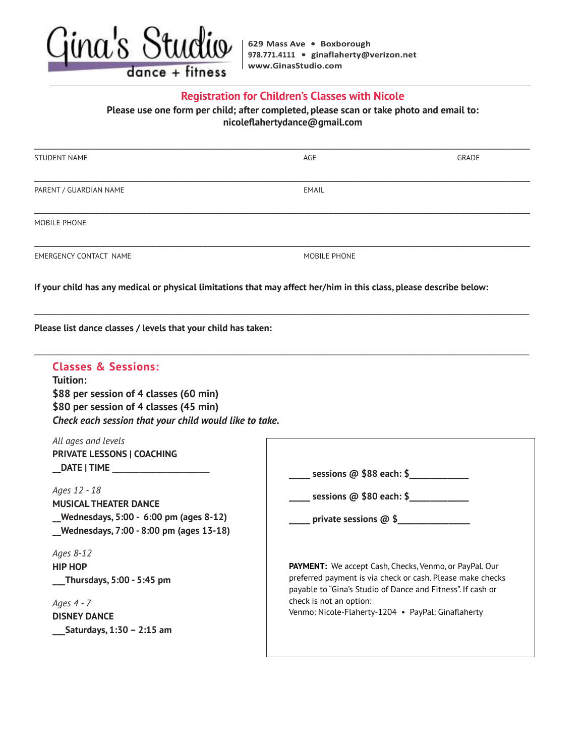# Gina's Studio
dance + fitness

629 Mass Ave • Boxborough
978.771.4111 • ginaflaherty@verizon.net
www.GinasStudio.com

## Registration for Children's Classes with Nicole

**Please use one form per child; after completed, please scan or take photo and email to: nicoleflahertydance@gmail.com**

STUDENT NAME ______________________ AGE __________ GRADE __________

PARENT / GUARDIAN NAME ______________________ EMAIL ______________________

MOBILE PHONE ______________________

EMERGENCY CONTACT NAME ______________________ MOBILE PHONE ______________________

**If your child has any medical or physical limitations that may affect her/him in this class, please describe below:**

_____________________________________________________________________________

**Please list dance classes / levels that your child has taken:**

_____________________________________________________________________________

## Classes & Sessions:

**Tuition:**
**$88 per session of 4 classes (60 min)**
**$80 per session of 4 classes (45 min)**
***Check each session that your child would like to take.***

*All ages and levels*
**PRIVATE LESSONS | COACHING**
**__DATE | TIME ____________________**

*Ages 12 - 18*
**MUSICAL THEATER DANCE**
**__Wednesdays, 5:00 - 6:00 pm (ages 8-12)**
**__Wednesdays, 7:00 - 8:00 pm (ages 13-18)**

*Ages 8-12*
**HIP HOP**
**___Thursdays, 5:00 - 5:45 pm**

*Ages 4 - 7*
**DISNEY DANCE**
**___Saturdays, 1:30 – 2:15 am**

**____ sessions @ $88 each: $____________**

**____ sessions @ $80 each: $____________**

**____ private sessions @ $______________**

**PAYMENT:** We accept Cash, Checks, Venmo, or PayPal. Our preferred payment is via check or cash. Please make checks payable to "Gina's Studio of Dance and Fitness". If cash or check is not an option:
Venmo: Nicole-Flaherty-1204 • PayPal: Ginaflaherty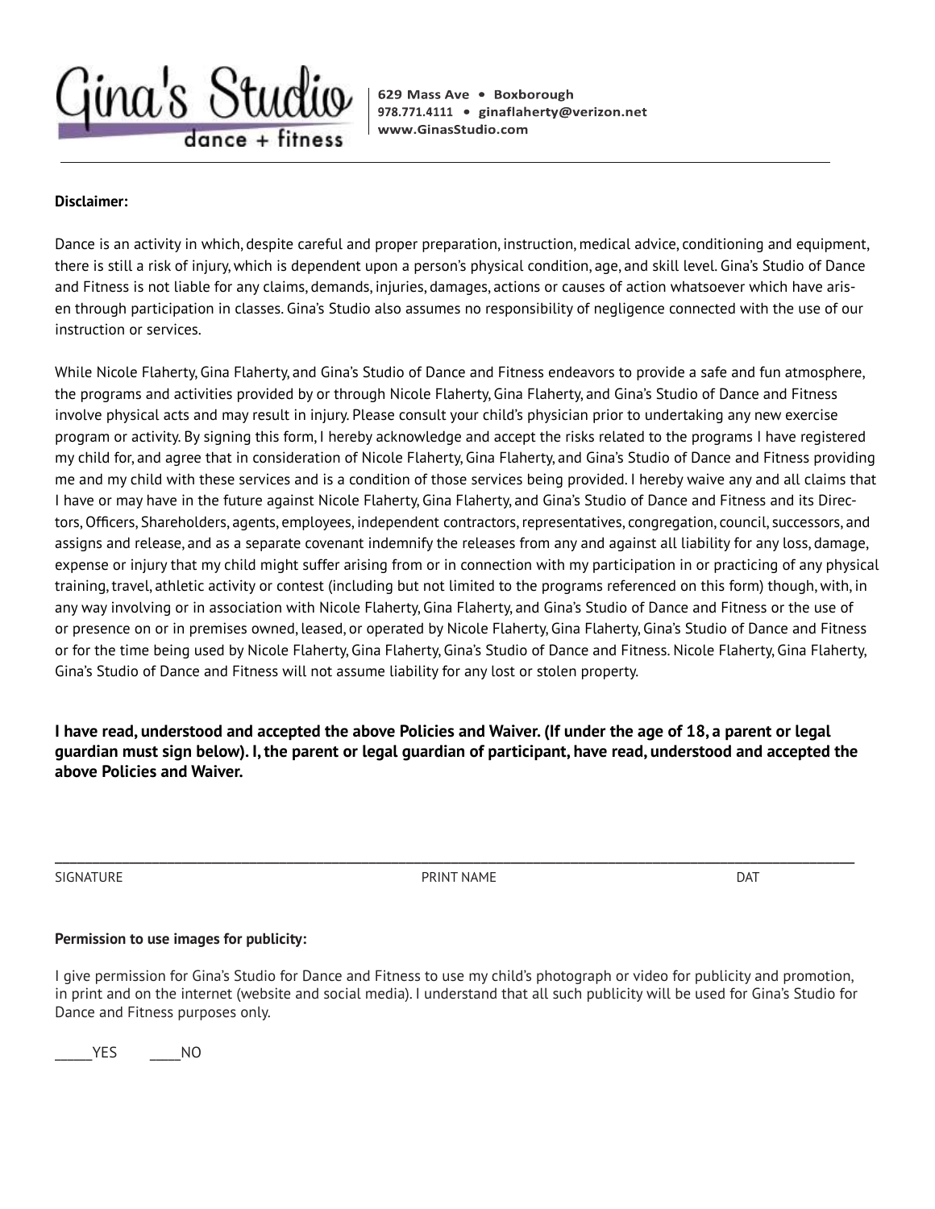Gina's Studio
dance + fitness

**629 Mass Ave • Boxborough**
**978.771.4111 • ginaflaherty@verizon.net**
**www.GinasStudio.com**

**Disclaimer:**

Dance is an activity in which, despite careful and proper preparation, instruction, medical advice, conditioning and equipment, there is still a risk of injury, which is dependent upon a person's physical condition, age, and skill level. Gina's Studio of Dance and Fitness is not liable for any claims, demands, injuries, damages, actions or causes of action whatsoever which have arisen through participation in classes. Gina's Studio also assumes no responsibility of negligence connected with the use of our instruction or services.

While Nicole Flaherty, Gina Flaherty, and Gina's Studio of Dance and Fitness endeavors to provide a safe and fun atmosphere, the programs and activities provided by or through Nicole Flaherty, Gina Flaherty, and Gina's Studio of Dance and Fitness involve physical acts and may result in injury. Please consult your child's physician prior to undertaking any new exercise program or activity. By signing this form, I hereby acknowledge and accept the risks related to the programs I have registered my child for, and agree that in consideration of Nicole Flaherty, Gina Flaherty, and Gina's Studio of Dance and Fitness providing me and my child with these services and is a condition of those services being provided. I hereby waive any and all claims that I have or may have in the future against Nicole Flaherty, Gina Flaherty, and Gina's Studio of Dance and Fitness and its Directors, Officers, Shareholders, agents, employees, independent contractors, representatives, congregation, council, successors, and assigns and release, and as a separate covenant indemnify the releases from any and against all liability for any loss, damage, expense or injury that my child might suffer arising from or in connection with my participation in or practicing of any physical training, travel, athletic activity or contest (including but not limited to the programs referenced on this form) though, with, in any way involving or in association with Nicole Flaherty, Gina Flaherty, and Gina's Studio of Dance and Fitness or the use of or presence on or in premises owned, leased, or operated by Nicole Flaherty, Gina Flaherty, Gina's Studio of Dance and Fitness or for the time being used by Nicole Flaherty, Gina Flaherty, Gina's Studio of Dance and Fitness. Nicole Flaherty, Gina Flaherty, Gina's Studio of Dance and Fitness will not assume liability for any lost or stolen property.

**I have read, understood and accepted the above Policies and Waiver. (If under the age of 18, a parent or legal guardian must sign below). I, the parent or legal guardian of participant, have read, understood and accepted the above Policies and Waiver.**

_______________________________________________________________________________________________

SIGNATURE PRINT NAME DAT

**Permission to use images for publicity:**

I give permission for Gina's Studio for Dance and Fitness to use my child's photograph or video for publicity and promotion, in print and on the internet (website and social media). I understand that all such publicity will be used for Gina's Studio for Dance and Fitness purposes only.

_____YES _____NO